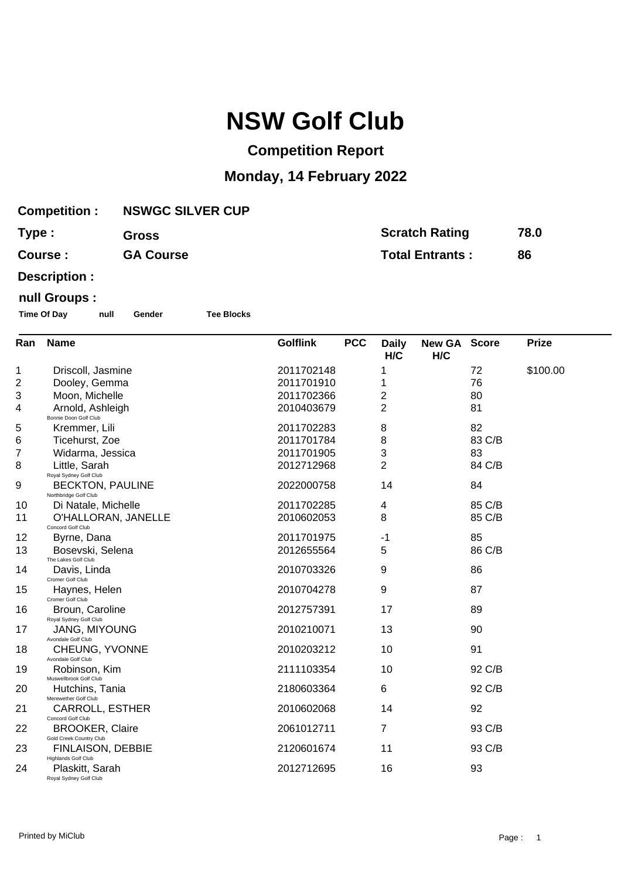# NSW Golf Club

## Competition Report

## Monday, 14 February 2022

**Competition :** NSWGC SILVER CUP

**Type :** Gross

**Course :** GA Course

**Scratch Rating** 78.0

**Total Entrants :** 86

**Description :**

**null Groups :**

**Time Of Day** **null** **Gender** **Tee Blocks**

| Ran | Name | Golflink | PCC | Daily H/C | New GA H/C | Score | Prize |
|---|---|---|---|---|---|---|---|
| 1 | Driscoll, Jasmine | 2011702148 | | 1 | | 72 | $100.00 |
| 2 | Dooley, Gemma | 2011701910 | | 1 | | 76 | |
| 3 | Moon, Michelle | 2011702366 | | 2 | | 80 | |
| 4 | Arnold, Ashleigh<br>Bonnie Doon Golf Club | 2010403679 | | 2 | | 81 | |
| 5 | Kremmer, Lili | 2011702283 | | 8 | | 82 | |
| 6 | Ticehurst, Zoe | 2011701784 | | 8 | | 83 C/B | |
| 7 | Widarma, Jessica | 2011701905 | | 3 | | 83 | |
| 8 | Little, Sarah<br>Royal Sydney Golf Club | 2012712968 | | 2 | | 84 C/B | |
| 9 | BECKTON, PAULINE<br>Northbridge Golf Club | 2022000758 | | 14 | | 84 | |
| 10 | Di Natale, Michelle | 2011702285 | | 4 | | 85 C/B | |
| 11 | O'HALLORAN, JANELLE<br>Concord Golf Club | 2010602053 | | 8 | | 85 C/B | |
| 12 | Byrne, Dana | 2011701975 | | -1 | | 85 | |
| 13 | Bosevski, Selena<br>The Lakes Golf Club | 2012655564 | | 5 | | 86 C/B | |
| 14 | Davis, Linda<br>Cromer Golf Club | 2010703326 | | 9 | | 86 | |
| 15 | Haynes, Helen<br>Cromer Golf Club | 2010704278 | | 9 | | 87 | |
| 16 | Broun, Caroline<br>Royal Sydney Golf Club | 2012757391 | | 17 | | 89 | |
| 17 | JANG, MIYOUNG<br>Avondale Golf Club | 2010210071 | | 13 | | 90 | |
| 18 | CHEUNG, YVONNE<br>Avondale Golf Club | 2010203212 | | 10 | | 91 | |
| 19 | Robinson, Kim<br>Muswellbrook Golf Club | 2111103354 | | 10 | | 92 C/B | |
| 20 | Hutchins, Tania<br>Merewether Golf Club | 2180603364 | | 6 | | 92 C/B | |
| 21 | CARROLL, ESTHER<br>Concord Golf Club | 2010602068 | | 14 | | 92 | |
| 22 | BROOKER, Claire<br>Gold Creek Country Club | 2061012711 | | 7 | | 93 C/B | |
| 23 | FINLAISON, DEBBIE<br>Highlands Golf Club | 2120601674 | | 11 | | 93 C/B | |
| 24 | Plaskitt, Sarah<br>Royal Sydney Golf Club | 2012712695 | | 16 | | 93 | |

Printed by MiClub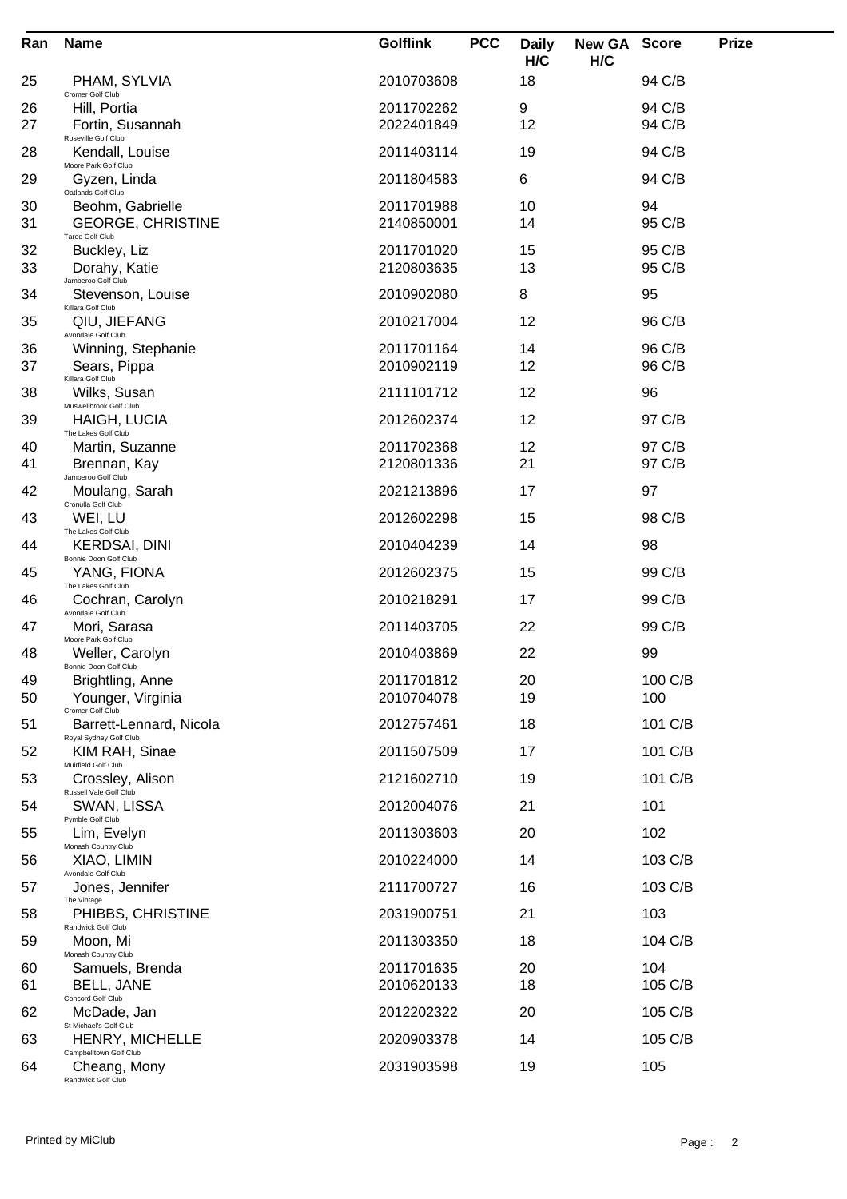| Ran | Name | Golflink | PCC | Daily H/C | New GA H/C | Score | Prize |
|---|---|---|---|---|---|---|---|
| 25 | PHAM, SYLVIA<br>Cromer Golf Club | 2010703608 | | 18 | | 94 C/B | |
| 26 | Hill, Portia | 2011702262 | | 9 | | 94 C/B | |
| 27 | Fortin, Susannah<br>Roseville Golf Club | 2022401849 | | 12 | | 94 C/B | |
| 28 | Kendall, Louise<br>Moore Park Golf Club | 2011403114 | | 19 | | 94 C/B | |
| 29 | Gyzen, Linda<br>Oatlands Golf Club | 2011804583 | | 6 | | 94 C/B | |
| 30 | Beohm, Gabrielle | 2011701988 | | 10 | | 94 | |
| 31 | GEORGE, CHRISTINE<br>Taree Golf Club | 2140850001 | | 14 | | 95 C/B | |
| 32 | Buckley, Liz | 2011701020 | | 15 | | 95 C/B | |
| 33 | Dorahy, Katie<br>Jamberoo Golf Club | 2120803635 | | 13 | | 95 C/B | |
| 34 | Stevenson, Louise<br>Killara Golf Club | 2010902080 | | 8 | | 95 | |
| 35 | QIU, JIEFANG<br>Avondale Golf Club | 2010217004 | | 12 | | 96 C/B | |
| 36 | Winning, Stephanie | 2011701164 | | 14 | | 96 C/B | |
| 37 | Sears, Pippa<br>Killara Golf Club | 2010902119 | | 12 | | 96 C/B | |
| 38 | Wilks, Susan<br>Muswellbrook Golf Club | 2111101712 | | 12 | | 96 | |
| 39 | HAIGH, LUCIA<br>The Lakes Golf Club | 2012602374 | | 12 | | 97 C/B | |
| 40 | Martin, Suzanne | 2011702368 | | 12 | | 97 C/B | |
| 41 | Brennan, Kay<br>Jamberoo Golf Club | 2120801336 | | 21 | | 97 C/B | |
| 42 | Moulang, Sarah<br>Cronulla Golf Club | 2021213896 | | 17 | | 97 | |
| 43 | WEI, LU<br>The Lakes Golf Club | 2012602298 | | 15 | | 98 C/B | |
| 44 | KERDSAI, DINI<br>Bonnie Doon Golf Club | 2010404239 | | 14 | | 98 | |
| 45 | YANG, FIONA<br>The Lakes Golf Club | 2012602375 | | 15 | | 99 C/B | |
| 46 | Cochran, Carolyn<br>Avondale Golf Club | 2010218291 | | 17 | | 99 C/B | |
| 47 | Mori, Sarasa<br>Moore Park Golf Club | 2011403705 | | 22 | | 99 C/B | |
| 48 | Weller, Carolyn<br>Bonnie Doon Golf Club | 2010403869 | | 22 | | 99 | |
| 49 | Brightling, Anne | 2011701812 | | 20 | | 100 C/B | |
| 50 | Younger, Virginia<br>Cromer Golf Club | 2010704078 | | 19 | | 100 | |
| 51 | Barrett-Lennard, Nicola<br>Royal Sydney Golf Club | 2012757461 | | 18 | | 101 C/B | |
| 52 | KIM RAH, Sinae<br>Muirfield Golf Club | 2011507509 | | 17 | | 101 C/B | |
| 53 | Crossley, Alison<br>Russell Vale Golf Club | 2121602710 | | 19 | | 101 C/B | |
| 54 | SWAN, LISSA<br>Pymble Golf Club | 2012004076 | | 21 | | 101 | |
| 55 | Lim, Evelyn<br>Monash Country Club | 2011303603 | | 20 | | 102 | |
| 56 | XIAO, LIMIN<br>Avondale Golf Club | 2010224000 | | 14 | | 103 C/B | |
| 57 | Jones, Jennifer<br>The Vintage | 2111700727 | | 16 | | 103 C/B | |
| 58 | PHIBBS, CHRISTINE<br>Randwick Golf Club | 2031900751 | | 21 | | 103 | |
| 59 | Moon, Mi<br>Monash Country Club | 2011303350 | | 18 | | 104 C/B | |
| 60 | Samuels, Brenda | 2011701635 | | 20 | | 104 | |
| 61 | BELL, JANE<br>Concord Golf Club | 2010620133 | | 18 | | 105 C/B | |
| 62 | McDade, Jan<br>St Michael's Golf Club | 2012202322 | | 20 | | 105 C/B | |
| 63 | HENRY, MICHELLE<br>Campbelltown Golf Club | 2020903378 | | 14 | | 105 C/B | |
| 64 | Cheang, Mony<br>Randwick Golf Club | 2031903598 | | 19 | | 105 | |

Printed by MiClub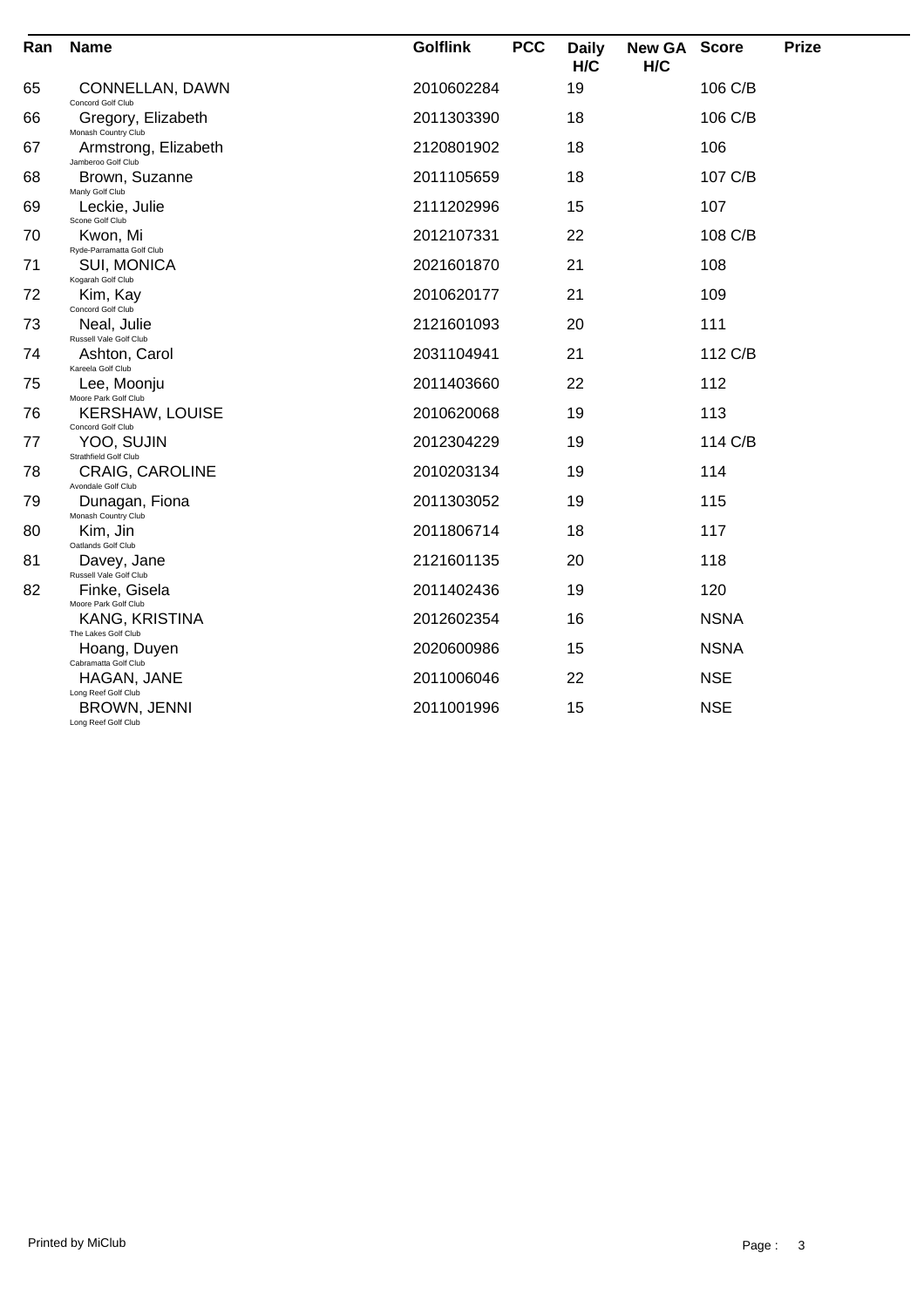| Ran | Name | Golflink | PCC | Daily H/C | New GA H/C | Score | Prize |
|---|---|---|---|---|---|---|---|
| 65 | CONNELLAN, DAWN<br>Concord Golf Club | 2010602284 | | 19 | | 106 C/B | |
| 66 | Gregory, Elizabeth<br>Monash Country Club | 2011303390 | | 18 | | 106 C/B | |
| 67 | Armstrong, Elizabeth<br>Jamberoo Golf Club | 2120801902 | | 18 | | 106 | |
| 68 | Brown, Suzanne<br>Manly Golf Club | 2011105659 | | 18 | | 107 C/B | |
| 69 | Leckie, Julie<br>Scone Golf Club | 2111202996 | | 15 | | 107 | |
| 70 | Kwon, Mi<br>Ryde-Parramatta Golf Club | 2012107331 | | 22 | | 108 C/B | |
| 71 | SUI, MONICA<br>Kogarah Golf Club | 2021601870 | | 21 | | 108 | |
| 72 | Kim, Kay<br>Concord Golf Club | 2010620177 | | 21 | | 109 | |
| 73 | Neal, Julie<br>Russell Vale Golf Club | 2121601093 | | 20 | | 111 | |
| 74 | Ashton, Carol<br>Kareela Golf Club | 2031104941 | | 21 | | 112 C/B | |
| 75 | Lee, Moonju<br>Moore Park Golf Club | 2011403660 | | 22 | | 112 | |
| 76 | KERSHAW, LOUISE<br>Concord Golf Club | 2010620068 | | 19 | | 113 | |
| 77 | YOO, SUJIN<br>Strathfield Golf Club | 2012304229 | | 19 | | 114 C/B | |
| 78 | CRAIG, CAROLINE<br>Avondale Golf Club | 2010203134 | | 19 | | 114 | |
| 79 | Dunagan, Fiona<br>Monash Country Club | 2011303052 | | 19 | | 115 | |
| 80 | Kim, Jin<br>Oatlands Golf Club | 2011806714 | | 18 | | 117 | |
| 81 | Davey, Jane<br>Russell Vale Golf Club | 2121601135 | | 20 | | 118 | |
| 82 | Finke, Gisela<br>Moore Park Golf Club | 2011402436 | | 19 | | 120 | |
| | KANG, KRISTINA<br>The Lakes Golf Club | 2012602354 | | 16 | | NSNA | |
| | Hoang, Duyen<br>Cabramatta Golf Club | 2020600986 | | 15 | | NSNA | |
| | HAGAN, JANE<br>Long Reef Golf Club | 2011006046 | | 22 | | NSE | |
| | BROWN, JENNI<br>Long Reef Golf Club | 2011001996 | | 15 | | NSE | |

Printed by MiClub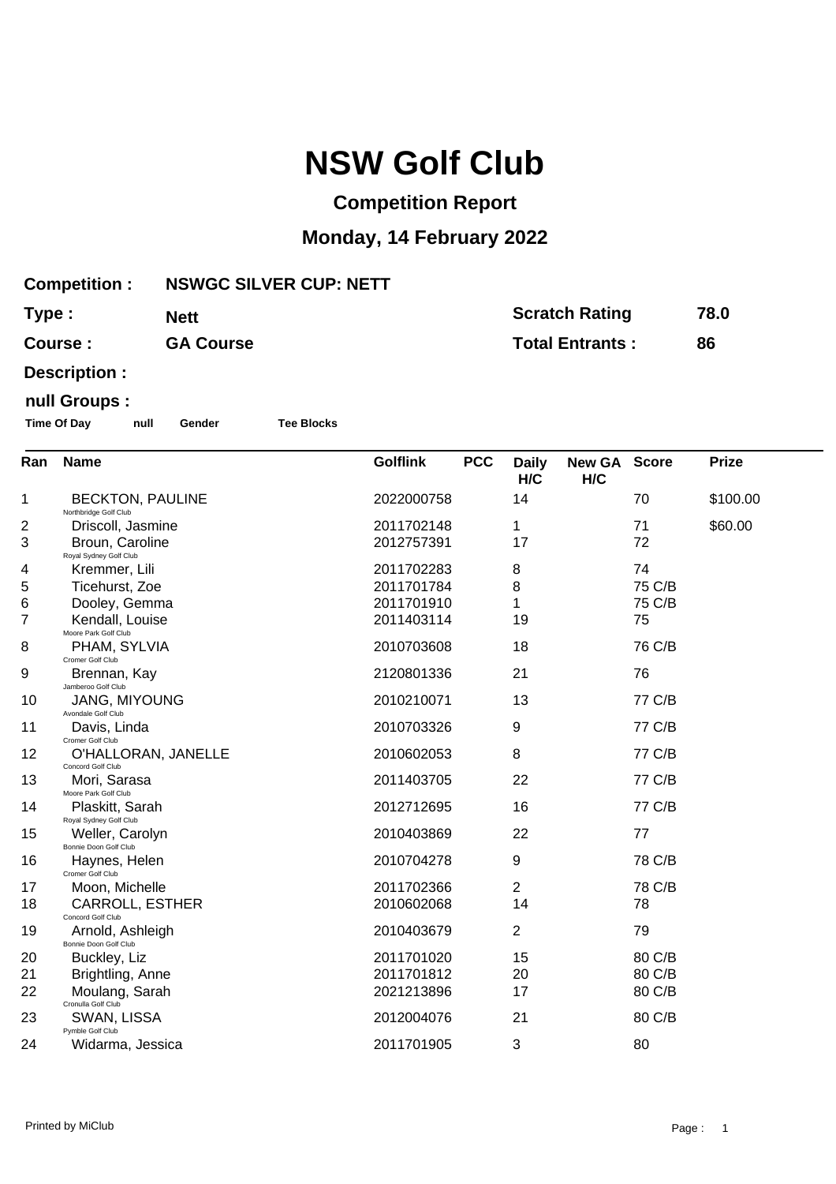# NSW Golf Club

## Competition Report

## Monday, 14 February 2022

| | | | |
|---|---|---|---|
| **Competition :** | **NSWGC SILVER CUP: NETT** | | |
| **Type :** | **Nett** | **Scratch Rating** | **78.0** |
| **Course :** | **GA Course** | **Total Entrants :** | **86** |
| **Description :** | | | |

**null Groups :**

**Time Of Day** **null** **Gender** **Tee Blocks**

| Ran | Name | Golflink | PCC | Daily H/C | New GA H/C | Score | Prize |
|---|---|---|---|---|---|---|---|
| 1 | BECKTON, PAULINE<br>Northbridge Golf Club | 2022000758 | | 14 | | 70 | $100.00 |
| 2 | Driscoll, Jasmine | 2011702148 | | 1 | | 71 | $60.00 |
| 3 | Broun, Caroline<br>Royal Sydney Golf Club | 2012757391 | | 17 | | 72 | |
| 4 | Kremmer, Lili | 2011702283 | | 8 | | 74 | |
| 5 | Ticehurst, Zoe | 2011701784 | | 8 | | 75 C/B | |
| 6 | Dooley, Gemma | 2011701910 | | 1 | | 75 C/B | |
| 7 | Kendall, Louise<br>Moore Park Golf Club | 2011403114 | | 19 | | 75 | |
| 8 | PHAM, SYLVIA<br>Cromer Golf Club | 2010703608 | | 18 | | 76 C/B | |
| 9 | Brennan, Kay<br>Jamberoo Golf Club | 2120801336 | | 21 | | 76 | |
| 10 | JANG, MIYOUNG<br>Avondale Golf Club | 2010210071 | | 13 | | 77 C/B | |
| 11 | Davis, Linda<br>Cromer Golf Club | 2010703326 | | 9 | | 77 C/B | |
| 12 | O'HALLORAN, JANELLE<br>Concord Golf Club | 2010602053 | | 8 | | 77 C/B | |
| 13 | Mori, Sarasa<br>Moore Park Golf Club | 2011403705 | | 22 | | 77 C/B | |
| 14 | Plaskitt, Sarah<br>Royal Sydney Golf Club | 2012712695 | | 16 | | 77 C/B | |
| 15 | Weller, Carolyn<br>Bonnie Doon Golf Club | 2010403869 | | 22 | | 77 | |
| 16 | Haynes, Helen<br>Cromer Golf Club | 2010704278 | | 9 | | 78 C/B | |
| 17 | Moon, Michelle | 2011702366 | | 2 | | 78 C/B | |
| 18 | CARROLL, ESTHER<br>Concord Golf Club | 2010602068 | | 14 | | 78 | |
| 19 | Arnold, Ashleigh<br>Bonnie Doon Golf Club | 2010403679 | | 2 | | 79 | |
| 20 | Buckley, Liz | 2011701020 | | 15 | | 80 C/B | |
| 21 | Brightling, Anne | 2011701812 | | 20 | | 80 C/B | |
| 22 | Moulang, Sarah<br>Cronulla Golf Club | 2021213896 | | 17 | | 80 C/B | |
| 23 | SWAN, LISSA<br>Pymble Golf Club | 2012004076 | | 21 | | 80 C/B | |
| 24 | Widarma, Jessica | 2011701905 | | 3 | | 80 | |

Printed by MiClub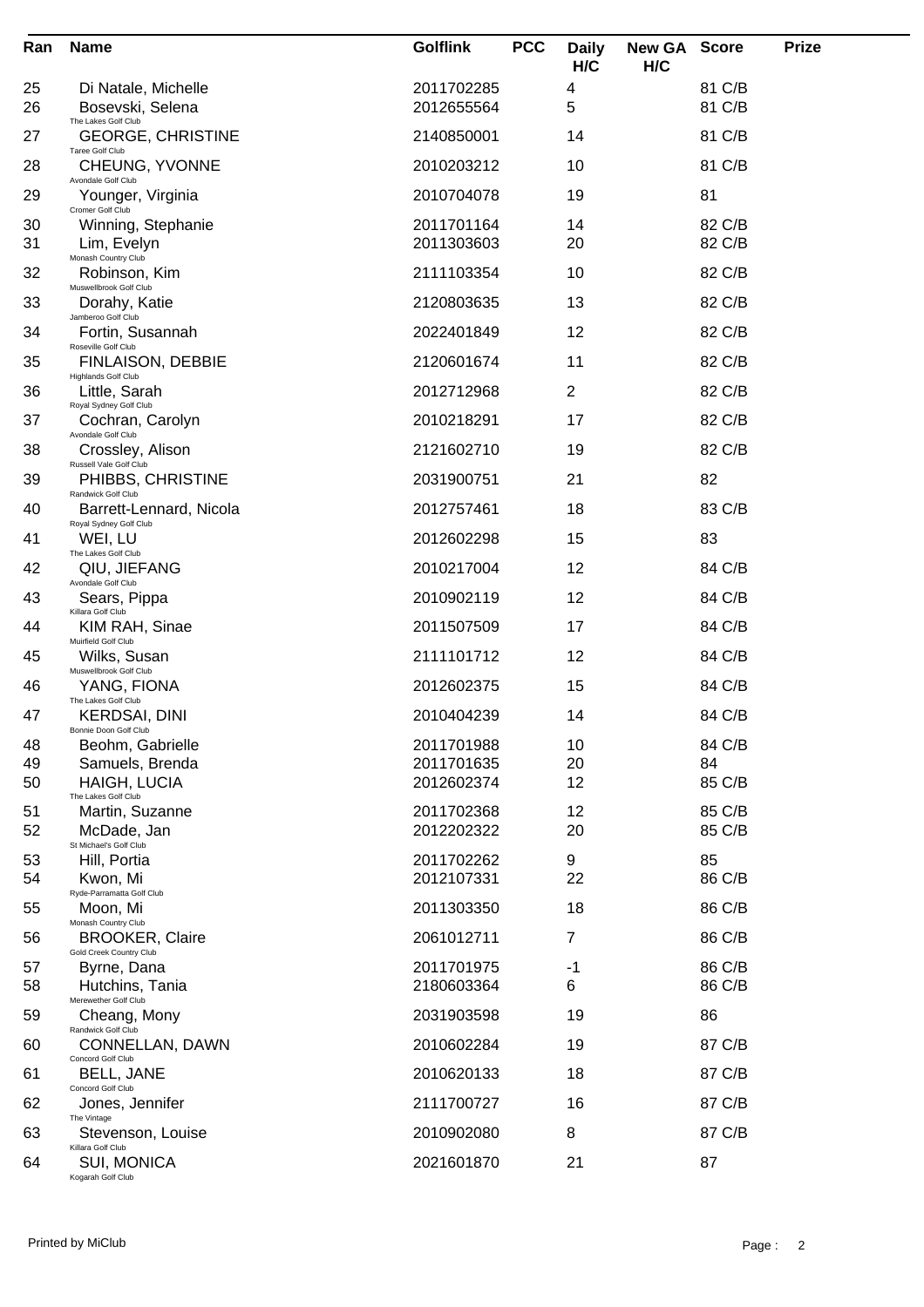| Ran | Name | Golflink | PCC | Daily H/C | New GA H/C | Score | Prize |
|---|---|---|---|---|---|---|---|
| 25 | Di Natale, Michelle | 2011702285 | | 4 | | 81 C/B | |
| 26 | Bosevski, Selena<br>The Lakes Golf Club | 2012655564 | | 5 | | 81 C/B | |
| 27 | GEORGE, CHRISTINE<br>Taree Golf Club | 2140850001 | | 14 | | 81 C/B | |
| 28 | CHEUNG, YVONNE<br>Avondale Golf Club | 2010203212 | | 10 | | 81 C/B | |
| 29 | Younger, Virginia<br>Cromer Golf Club | 2010704078 | | 19 | | 81 | |
| 30 | Winning, Stephanie | 2011701164 | | 14 | | 82 C/B | |
| 31 | Lim, Evelyn<br>Monash Country Club | 2011303603 | | 20 | | 82 C/B | |
| 32 | Robinson, Kim<br>Muswellbrook Golf Club | 2111103354 | | 10 | | 82 C/B | |
| 33 | Dorahy, Katie<br>Jamberoo Golf Club | 2120803635 | | 13 | | 82 C/B | |
| 34 | Fortin, Susannah<br>Roseville Golf Club | 2022401849 | | 12 | | 82 C/B | |
| 35 | FINLAISON, DEBBIE<br>Highlands Golf Club | 2120601674 | | 11 | | 82 C/B | |
| 36 | Little, Sarah<br>Royal Sydney Golf Club | 2012712968 | | 2 | | 82 C/B | |
| 37 | Cochran, Carolyn<br>Avondale Golf Club | 2010218291 | | 17 | | 82 C/B | |
| 38 | Crossley, Alison<br>Russell Vale Golf Club | 2121602710 | | 19 | | 82 C/B | |
| 39 | PHIBBS, CHRISTINE<br>Randwick Golf Club | 2031900751 | | 21 | | 82 | |
| 40 | Barrett-Lennard, Nicola<br>Royal Sydney Golf Club | 2012757461 | | 18 | | 83 C/B | |
| 41 | WEI, LU<br>The Lakes Golf Club | 2012602298 | | 15 | | 83 | |
| 42 | QIU, JIEFANG<br>Avondale Golf Club | 2010217004 | | 12 | | 84 C/B | |
| 43 | Sears, Pippa<br>Killara Golf Club | 2010902119 | | 12 | | 84 C/B | |
| 44 | KIM RAH, Sinae<br>Muirfield Golf Club | 2011507509 | | 17 | | 84 C/B | |
| 45 | Wilks, Susan<br>Muswellbrook Golf Club | 2111101712 | | 12 | | 84 C/B | |
| 46 | YANG, FIONA<br>The Lakes Golf Club | 2012602375 | | 15 | | 84 C/B | |
| 47 | KERDSAI, DINI<br>Bonnie Doon Golf Club | 2010404239 | | 14 | | 84 C/B | |
| 48 | Beohm, Gabrielle | 2011701988 | | 10 | | 84 C/B | |
| 49 | Samuels, Brenda | 2011701635 | | 20 | | 84 | |
| 50 | HAIGH, LUCIA<br>The Lakes Golf Club | 2012602374 | | 12 | | 85 C/B | |
| 51 | Martin, Suzanne | 2011702368 | | 12 | | 85 C/B | |
| 52 | McDade, Jan<br>St Michael's Golf Club | 2012202322 | | 20 | | 85 C/B | |
| 53 | Hill, Portia | 2011702262 | | 9 | | 85 | |
| 54 | Kwon, Mi<br>Ryde-Parramatta Golf Club | 2012107331 | | 22 | | 86 C/B | |
| 55 | Moon, Mi<br>Monash Country Club | 2011303350 | | 18 | | 86 C/B | |
| 56 | BROOKER, Claire<br>Gold Creek Country Club | 2061012711 | | 7 | | 86 C/B | |
| 57 | Byrne, Dana | 2011701975 | | -1 | | 86 C/B | |
| 58 | Hutchins, Tania<br>Merewether Golf Club | 2180603364 | | 6 | | 86 C/B | |
| 59 | Cheang, Mony<br>Randwick Golf Club | 2031903598 | | 19 | | 86 | |
| 60 | CONNELLAN, DAWN<br>Concord Golf Club | 2010602284 | | 19 | | 87 C/B | |
| 61 | BELL, JANE<br>Concord Golf Club | 2010620133 | | 18 | | 87 C/B | |
| 62 | Jones, Jennifer<br>The Vintage | 2111700727 | | 16 | | 87 C/B | |
| 63 | Stevenson, Louise<br>Killara Golf Club | 2010902080 | | 8 | | 87 C/B | |
| 64 | SUI, MONICA<br>Kogarah Golf Club | 2021601870 | | 21 | | 87 | |

Printed by MiClub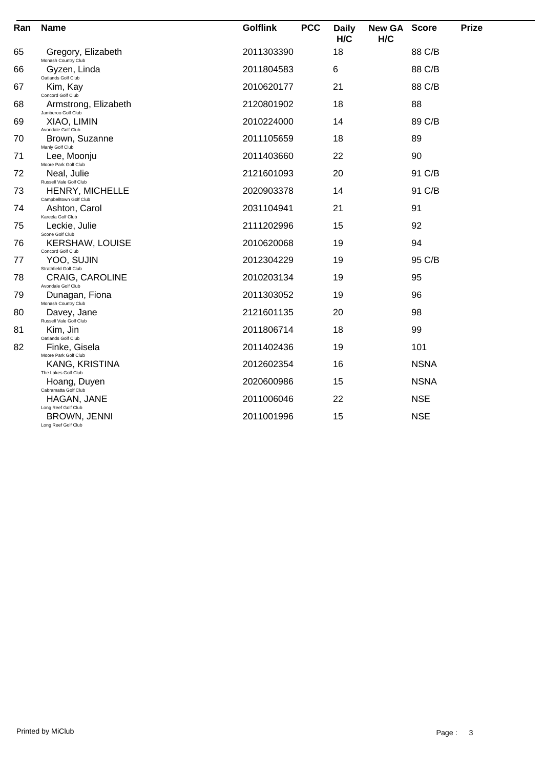| Ran | Name | Golflink | PCC | Daily H/C | New GA H/C | Score | Prize |
|---|---|---|---|---|---|---|---|
| 65 | Gregory, Elizabeth<br>Monash Country Club | 2011303390 | | 18 | | 88 C/B | |
| 66 | Gyzen, Linda<br>Oatlands Golf Club | 2011804583 | | 6 | | 88 C/B | |
| 67 | Kim, Kay<br>Concord Golf Club | 2010620177 | | 21 | | 88 C/B | |
| 68 | Armstrong, Elizabeth<br>Jamberoo Golf Club | 2120801902 | | 18 | | 88 | |
| 69 | XIAO, LIMIN<br>Avondale Golf Club | 2010224000 | | 14 | | 89 C/B | |
| 70 | Brown, Suzanne<br>Manly Golf Club | 2011105659 | | 18 | | 89 | |
| 71 | Lee, Moonju<br>Moore Park Golf Club | 2011403660 | | 22 | | 90 | |
| 72 | Neal, Julie<br>Russell Vale Golf Club | 2121601093 | | 20 | | 91 C/B | |
| 73 | HENRY, MICHELLE<br>Campbelltown Golf Club | 2020903378 | | 14 | | 91 C/B | |
| 74 | Ashton, Carol<br>Kareela Golf Club | 2031104941 | | 21 | | 91 | |
| 75 | Leckie, Julie<br>Scone Golf Club | 2111202996 | | 15 | | 92 | |
| 76 | KERSHAW, LOUISE<br>Concord Golf Club | 2010620068 | | 19 | | 94 | |
| 77 | YOO, SUJIN<br>Strathfield Golf Club | 2012304229 | | 19 | | 95 C/B | |
| 78 | CRAIG, CAROLINE<br>Avondale Golf Club | 2010203134 | | 19 | | 95 | |
| 79 | Dunagan, Fiona<br>Monash Country Club | 2011303052 | | 19 | | 96 | |
| 80 | Davey, Jane<br>Russell Vale Golf Club | 2121601135 | | 20 | | 98 | |
| 81 | Kim, Jin<br>Oatlands Golf Club | 2011806714 | | 18 | | 99 | |
| 82 | Finke, Gisela<br>Moore Park Golf Club | 2011402436 | | 19 | | 101 | |
| | KANG, KRISTINA<br>The Lakes Golf Club | 2012602354 | | 16 | | NSNA | |
| | Hoang, Duyen<br>Cabramatta Golf Club | 2020600986 | | 15 | | NSNA | |
| | HAGAN, JANE<br>Long Reef Golf Club | 2011006046 | | 22 | | NSE | |
| | BROWN, JENNI<br>Long Reef Golf Club | 2011001996 | | 15 | | NSE | |

Printed by MiClub